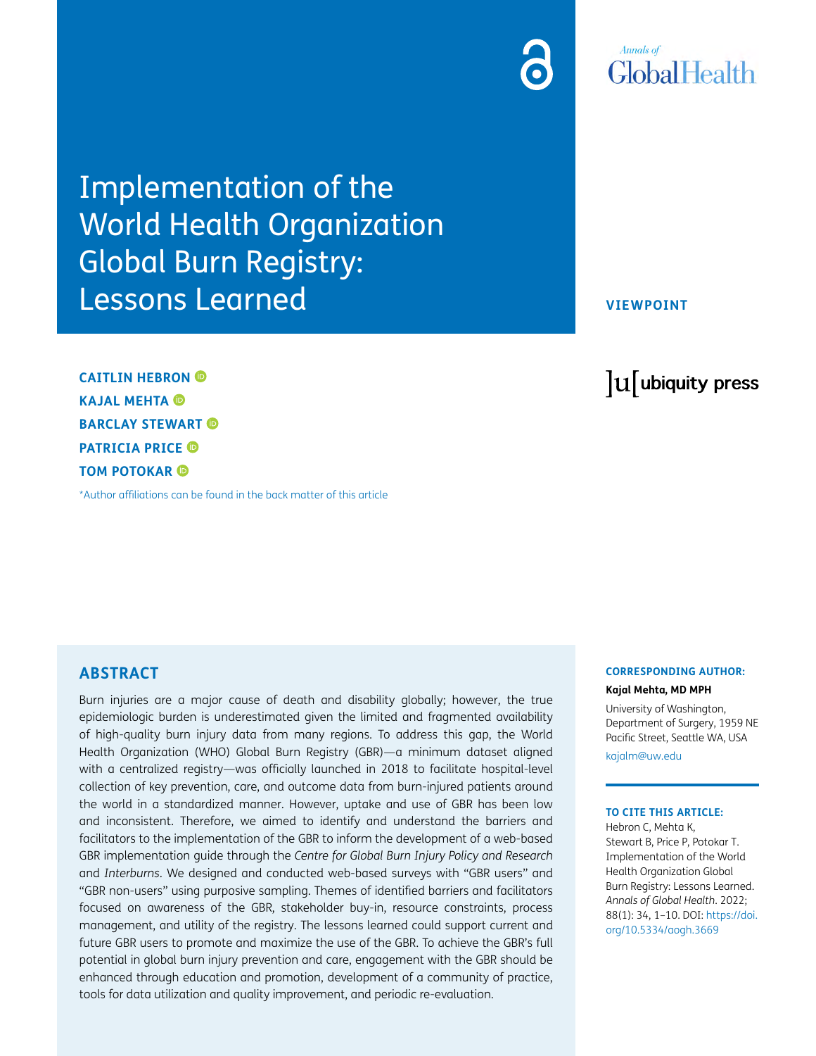# Implementation of the World Health Organization Global Burn Registry: Lessons Learned

VIEWPOINT

**CAITLIN HEBRON**
**KAJAL MEHTA**
**BARCLAY STEWART**
**PATRICIA PRICE**
**TOM POTOKAR**

*Author affiliations can be found in the back matter of this article

## ABSTRACT

Burn injuries are a major cause of death and disability globally; however, the true epidemiologic burden is underestimated given the limited and fragmented availability of high-quality burn injury data from many regions. To address this gap, the World Health Organization (WHO) Global Burn Registry (GBR)—a minimum dataset aligned with a centralized registry—was officially launched in 2018 to facilitate hospital-level collection of key prevention, care, and outcome data from burn-injured patients around the world in a standardized manner. However, uptake and use of GBR has been low and inconsistent. Therefore, we aimed to identify and understand the barriers and facilitators to the implementation of the GBR to inform the development of a web-based GBR implementation guide through the *Centre for Global Burn Injury Policy and Research* and *Interburns*. We designed and conducted web-based surveys with "GBR users" and "GBR non-users" using purposive sampling. Themes of identified barriers and facilitators focused on awareness of the GBR, stakeholder buy-in, resource constraints, process management, and utility of the registry. The lessons learned could support current and future GBR users to promote and maximize the use of the GBR. To achieve the GBR's full potential in global burn injury prevention and care, engagement with the GBR should be enhanced through education and promotion, development of a community of practice, tools for data utilization and quality improvement, and periodic re-evaluation.

**CORRESPONDING AUTHOR:**

**Kajal Mehta, MD MPH**

University of Washington, Department of Surgery, 1959 NE Pacific Street, Seattle WA, USA

kajalm@uw.edu

**TO CITE THIS ARTICLE:**

Hebron C, Mehta K, Stewart B, Price P, Potokar T. Implementation of the World Health Organization Global Burn Registry: Lessons Learned. *Annals of Global Health*. 2022; 88(1): 34, 1–10. DOI: https://doi.org/10.5334/aogh.3669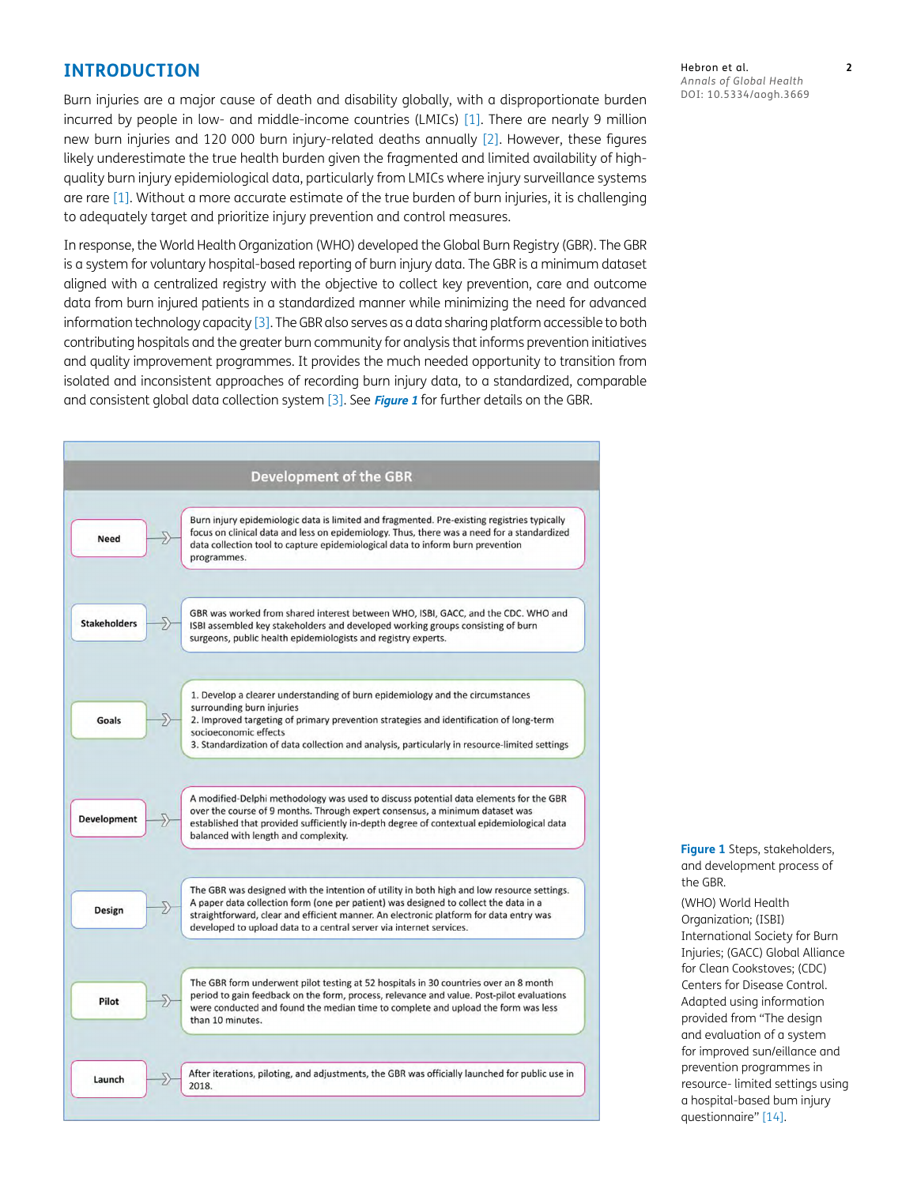## INTRODUCTION

Burn injuries are a major cause of death and disability globally, with a disproportionate burden incurred by people in low- and middle-income countries (LMICs) [1]. There are nearly 9 million new burn injuries and 120 000 burn injury-related deaths annually [2]. However, these figures likely underestimate the true health burden given the fragmented and limited availability of high-quality burn injury epidemiological data, particularly from LMICs where injury surveillance systems are rare [1]. Without a more accurate estimate of the true burden of burn injuries, it is challenging to adequately target and prioritize injury prevention and control measures.

In response, the World Health Organization (WHO) developed the Global Burn Registry (GBR). The GBR is a system for voluntary hospital-based reporting of burn injury data. The GBR is a minimum dataset aligned with a centralized registry with the objective to collect key prevention, care and outcome data from burn injured patients in a standardized manner while minimizing the need for advanced information technology capacity [3]. The GBR also serves as a data sharing platform accessible to both contributing hospitals and the greater burn community for analysis that informs prevention initiatives and quality improvement programmes. It provides the much needed opportunity to transition from isolated and inconsistent approaches of recording burn injury data, to a standardized, comparable and consistent global data collection system [3]. See ***Figure 1*** for further details on the GBR.

| Development of the GBR | |
|---|---|
| **Need** | Burn injury epidemiologic data is limited and fragmented. Pre-existing registries typically focus on clinical data and less on epidemiology. Thus, there was a need for a standardized data collection tool to capture epidemiological data to inform burn prevention programmes. |
| **Stakeholders** | GBR was worked from shared interest between WHO, ISBI, GACC, and the CDC. WHO and ISBI assembled key stakeholders and developed working groups consisting of burn surgeons, public health epidemiologists and registry experts. |
| **Goals** | 1. Develop a clearer understanding of burn epidemiology and the circumstances surrounding burn injuries<br>2. Improved targeting of primary prevention strategies and identification of long-term socioeconomic effects<br>3. Standardization of data collection and analysis, particularly in resource-limited settings |
| **Development** | A modified-Delphi methodology was used to discuss potential data elements for the GBR over the course of 9 months. Through expert consensus, a minimum dataset was established that provided sufficiently in-depth degree of contextual epidemiological data balanced with length and complexity. |
| **Design** | The GBR was designed with the intention of utility in both high and low resource settings. A paper data collection form (one per patient) was designed to collect the data in a straightforward, clear and efficient manner. An electronic platform for data entry was developed to upload data to a central server via internet services. |
| **Pilot** | The GBR form underwent pilot testing at 52 hospitals in 30 countries over an 8 month period to gain feedback on the form, process, relevance and value. Post-pilot evaluations were conducted and found the median time to complete and upload the form was less than 10 minutes. |
| **Launch** | After iterations, piloting, and adjustments, the GBR was officially launched for public use in 2018. |

**Figure 1** Steps, stakeholders, and development process of the GBR.

(WHO) World Health Organization; (ISBI) International Society for Burn Injuries; (GACC) Global Alliance for Clean Cookstoves; (CDC) Centers for Disease Control. Adapted using information provided from "The design and evaluation of a system for improved sun/eillance and prevention programmes in resource- limited settings using a hospital-based bum injury questionnaire" [14].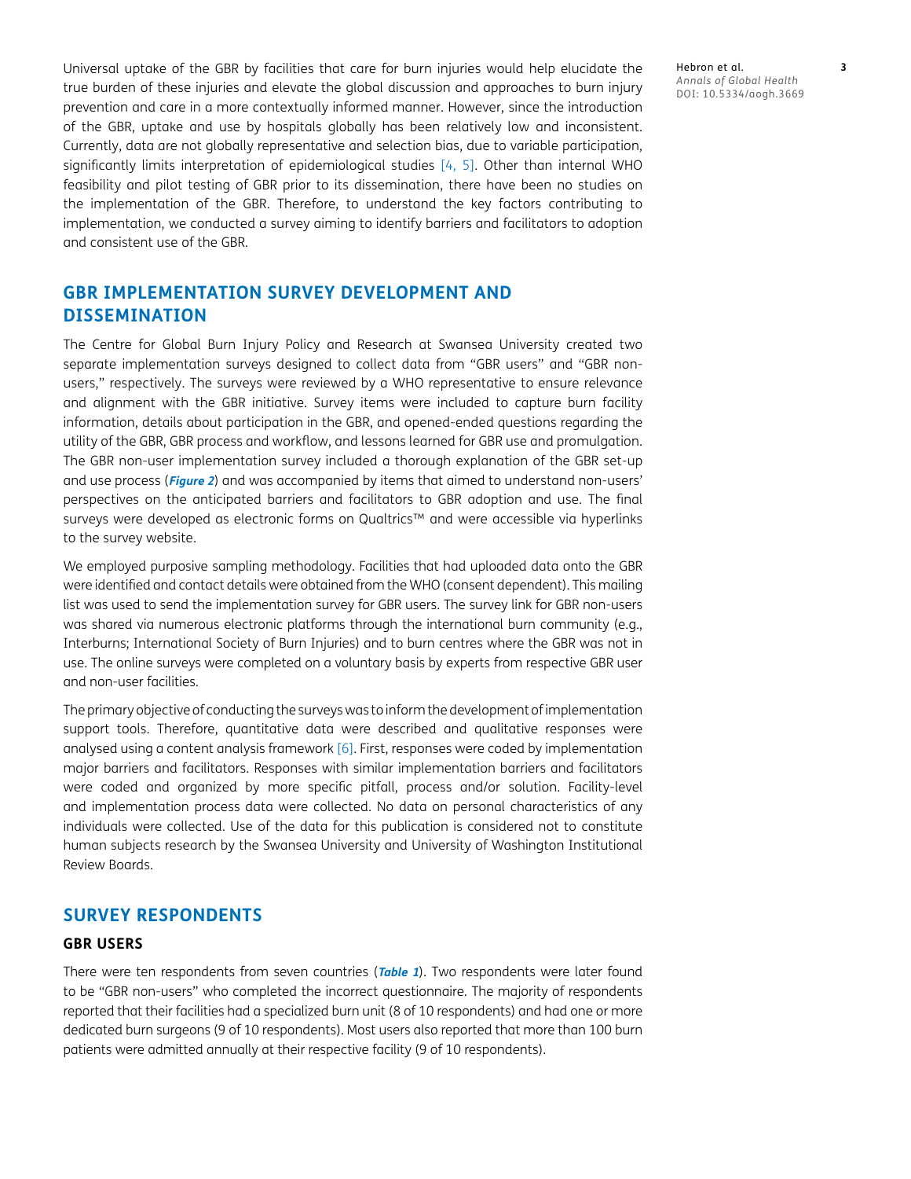Universal uptake of the GBR by facilities that care for burn injuries would help elucidate the true burden of these injuries and elevate the global discussion and approaches to burn injury prevention and care in a more contextually informed manner. However, since the introduction of the GBR, uptake and use by hospitals globally has been relatively low and inconsistent. Currently, data are not globally representative and selection bias, due to variable participation, significantly limits interpretation of epidemiological studies [4, 5]. Other than internal WHO feasibility and pilot testing of GBR prior to its dissemination, there have been no studies on the implementation of the GBR. Therefore, to understand the key factors contributing to implementation, we conducted a survey aiming to identify barriers and facilitators to adoption and consistent use of the GBR.

## GBR IMPLEMENTATION SURVEY DEVELOPMENT AND DISSEMINATION

The Centre for Global Burn Injury Policy and Research at Swansea University created two separate implementation surveys designed to collect data from "GBR users" and "GBR non-users," respectively. The surveys were reviewed by a WHO representative to ensure relevance and alignment with the GBR initiative. Survey items were included to capture burn facility information, details about participation in the GBR, and opened-ended questions regarding the utility of the GBR, GBR process and workflow, and lessons learned for GBR use and promulgation. The GBR non-user implementation survey included a thorough explanation of the GBR set-up and use process (***Figure 2***) and was accompanied by items that aimed to understand non-users' perspectives on the anticipated barriers and facilitators to GBR adoption and use. The final surveys were developed as electronic forms on Qualtrics™ and were accessible via hyperlinks to the survey website.

We employed purposive sampling methodology. Facilities that had uploaded data onto the GBR were identified and contact details were obtained from the WHO (consent dependent). This mailing list was used to send the implementation survey for GBR users. The survey link for GBR non-users was shared via numerous electronic platforms through the international burn community (e.g., Interburns; International Society of Burn Injuries) and to burn centres where the GBR was not in use. The online surveys were completed on a voluntary basis by experts from respective GBR user and non-user facilities.

The primary objective of conducting the surveys was to inform the development of implementation support tools. Therefore, quantitative data were described and qualitative responses were analysed using a content analysis framework [6]. First, responses were coded by implementation major barriers and facilitators. Responses with similar implementation barriers and facilitators were coded and organized by more specific pitfall, process and/or solution. Facility-level and implementation process data were collected. No data on personal characteristics of any individuals were collected. Use of the data for this publication is considered not to constitute human subjects research by the Swansea University and University of Washington Institutional Review Boards.

## SURVEY RESPONDENTS

### GBR USERS

There were ten respondents from seven countries (***Table 1***). Two respondents were later found to be "GBR non-users" who completed the incorrect questionnaire. The majority of respondents reported that their facilities had a specialized burn unit (8 of 10 respondents) and had one or more dedicated burn surgeons (9 of 10 respondents). Most users also reported that more than 100 burn patients were admitted annually at their respective facility (9 of 10 respondents).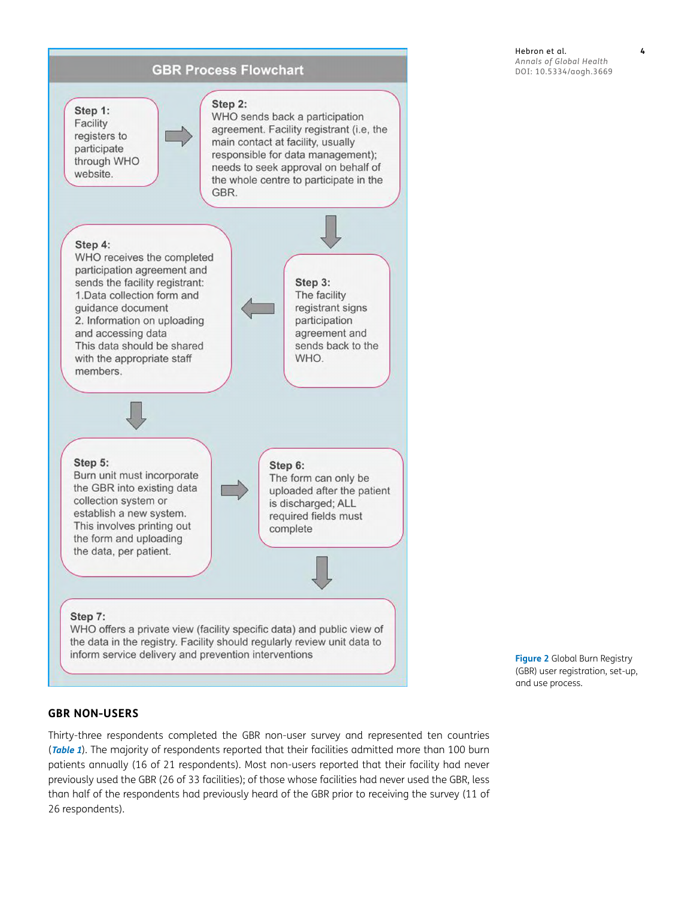**GBR Process Flowchart**

**Step 1:**
Facility registers to participate through WHO website.

**Step 2:**
WHO sends back a participation agreement. Facility registrant (i.e, the main contact at facility, usually responsible for data management); needs to seek approval on behalf of the whole centre to participate in the GBR.

**Step 3:**
The facility registrant signs participation agreement and sends back to the WHO.

**Step 4:**
WHO receives the completed participation agreement and sends the facility registrant:
1.Data collection form and guidance document
2. Information on uploading and accessing data
This data should be shared with the appropriate staff members.

**Step 5:**
Burn unit must incorporate the GBR into existing data collection system or establish a new system. This involves printing out the form and uploading the data, per patient.

**Step 6:**
The form can only be uploaded after the patient is discharged; ALL required fields must complete

**Step 7:**
WHO offers a private view (facility specific data) and public view of the data in the registry. Facility should regularly review unit data to inform service delivery and prevention interventions

**Figure 2** Global Burn Registry (GBR) user registration, set-up, and use process.

## GBR NON-USERS

Thirty-three respondents completed the GBR non-user survey and represented ten countries (*Table 1*). The majority of respondents reported that their facilities admitted more than 100 burn patients annually (16 of 21 respondents). Most non-users reported that their facility had never previously used the GBR (26 of 33 facilities); of those whose facilities had never used the GBR, less than half of the respondents had previously heard of the GBR prior to receiving the survey (11 of 26 respondents).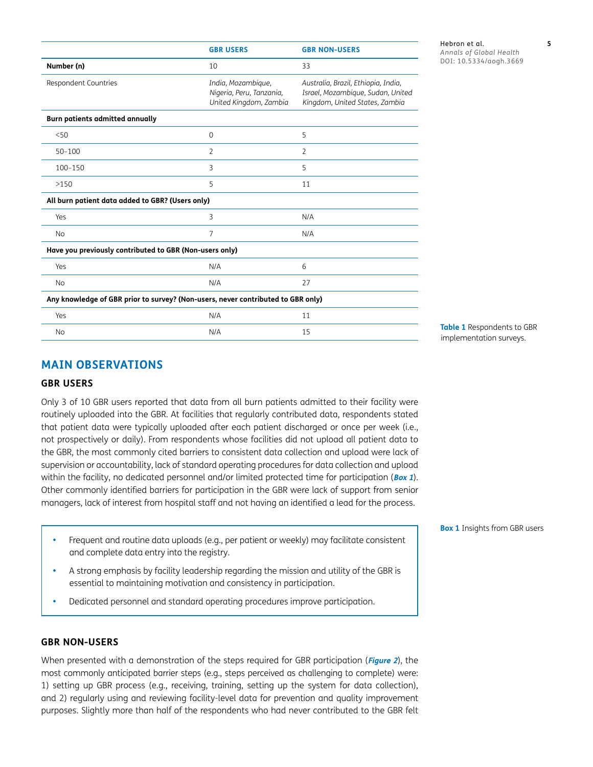|  | GBR USERS | GBR NON-USERS |
|---|---|---|
| **Number (n)** | 10 | 33 |
| Respondent Countries | *India, Mozambique, Nigeria, Peru, Tanzania, United Kingdom, Zambia* | *Australia, Brazil, Ethiopia, India, Israel, Mozambique, Sudan, United Kingdom, United States, Zambia* |
| **Burn patients admitted annually** |  |  |
| <50 | 0 | 5 |
| 50–100 | 2 | 2 |
| 100–150 | 3 | 5 |
| >150 | 5 | 11 |
| **All burn patient data added to GBR? (Users only)** |  |  |
| Yes | 3 | N/A |
| No | 7 | N/A |
| **Have you previously contributed to GBR (Non-users only)** |  |  |
| Yes | N/A | 6 |
| No | N/A | 27 |
| **Any knowledge of GBR prior to survey? (Non-users, never contributed to GBR only)** |  |  |
| Yes | N/A | 11 |
| No | N/A | 15 |

**Table 1** Respondents to GBR implementation surveys.

## MAIN OBSERVATIONS

### GBR USERS

Only 3 of 10 GBR users reported that data from all burn patients admitted to their facility were routinely uploaded into the GBR. At facilities that regularly contributed data, respondents stated that patient data were typically uploaded after each patient discharged or once per week (i.e., not prospectively or daily). From respondents whose facilities did not upload all patient data to the GBR, the most commonly cited barriers to consistent data collection and upload were lack of supervision or accountability, lack of standard operating procedures for data collection and upload within the facility, no dedicated personnel and/or limited protected time for participation (***Box 1***). Other commonly identified barriers for participation in the GBR were lack of support from senior managers, lack of interest from hospital staff and not having an identified a lead for the process.

- Frequent and routine data uploads (e.g., per patient or weekly) may facilitate consistent and complete data entry into the registry.
- A strong emphasis by facility leadership regarding the mission and utility of the GBR is essential to maintaining motivation and consistency in participation.
- Dedicated personnel and standard operating procedures improve participation.

**Box 1** Insights from GBR users

### GBR NON-USERS

When presented with a demonstration of the steps required for GBR participation (***Figure 2***), the most commonly anticipated barrier steps (e.g., steps perceived as challenging to complete) were: 1) setting up GBR process (e.g., receiving, training, setting up the system for data collection), and 2) regularly using and reviewing facility-level data for prevention and quality improvement purposes. Slightly more than half of the respondents who had never contributed to the GBR felt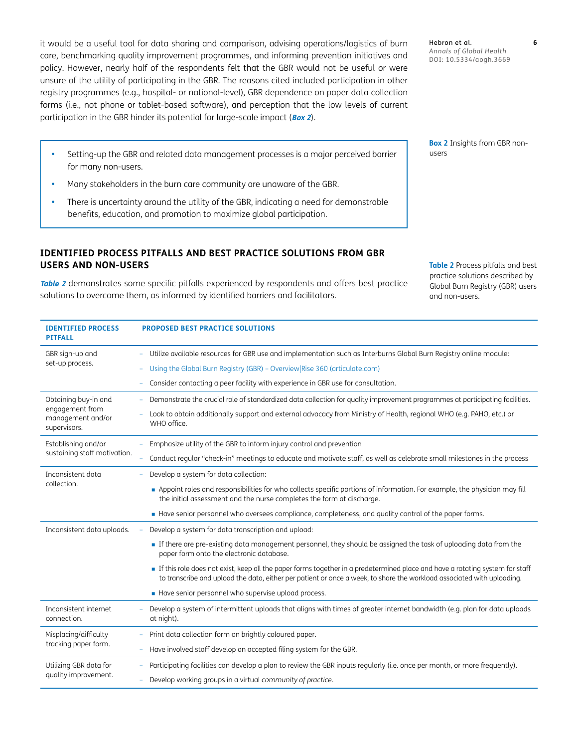it would be a useful tool for data sharing and comparison, advising operations/logistics of burn care, benchmarking quality improvement programmes, and informing prevention initiatives and policy. However, nearly half of the respondents felt that the GBR would not be useful or were unsure of the utility of participating in the GBR. The reasons cited included participation in other registry programmes (e.g., hospital- or national-level), GBR dependence on paper data collection forms (i.e., not phone or tablet-based software), and perception that the low levels of current participation in the GBR hinder its potential for large-scale impact (***Box 2***).

**Box 2** Insights from GBR non-users

- Setting-up the GBR and related data management processes is a major perceived barrier for many non-users.
- Many stakeholders in the burn care community are unaware of the GBR.
- There is uncertainty around the utility of the GBR, indicating a need for demonstrable benefits, education, and promotion to maximize global participation.

## IDENTIFIED PROCESS PITFALLS AND BEST PRACTICE SOLUTIONS FROM GBR USERS AND NON-USERS

***Table 2*** demonstrates some specific pitfalls experienced by respondents and offers best practice solutions to overcome them, as informed by identified barriers and facilitators.

**Table 2** Process pitfalls and best practice solutions described by Global Burn Registry (GBR) users and non-users.

| IDENTIFIED PROCESS PITFALL | PROPOSED BEST PRACTICE SOLUTIONS |
|---|---|
| GBR sign-up and set-up process. | – Utilize available resources for GBR use and implementation such as Interburns Global Burn Registry online module:<br>– Using the Global Burn Registry (GBR) – Overview\|Rise 360 (articulate.com)<br>– Consider contacting a peer facility with experience in GBR use for consultation. |
| Obtaining buy-in and engagement from management and/or supervisors. | – Demonstrate the crucial role of standardized data collection for quality improvement programmes at participating facilities.<br>– Look to obtain additionally support and external advocacy from Ministry of Health, regional WHO (e.g. PAHO, etc.) or WHO office. |
| Establishing and/or sustaining staff motivation. | – Emphasize utility of the GBR to inform injury control and prevention<br>– Conduct regular "check-in" meetings to educate and motivate staff, as well as celebrate small milestones in the process |
| Inconsistent data collection. | – Develop a system for data collection:<br>▪ Appoint roles and responsibilities for who collects specific portions of information. For example, the physician may fill the initial assessment and the nurse completes the form at discharge.<br>▪ Have senior personnel who oversees compliance, completeness, and quality control of the paper forms. |
| Inconsistent data uploads. | – Develop a system for data transcription and upload:<br>▪ If there are pre-existing data management personnel, they should be assigned the task of uploading data from the paper form onto the electronic database.<br>▪ If this role does not exist, keep all the paper forms together in a predetermined place and have a rotating system for staff to transcribe and upload the data, either per patient or once a week, to share the workload associated with uploading.<br>▪ Have senior personnel who supervise upload process. |
| Inconsistent internet connection. | – Develop a system of intermittent uploads that aligns with times of greater internet bandwidth (e.g. plan for data uploads at night). |
| Misplacing/difficulty tracking paper form. | – Print data collection form on brightly coloured paper.<br>– Have involved staff develop an accepted filing system for the GBR. |
| Utilizing GBR data for quality improvement. | – Participating facilities can develop a plan to review the GBR inputs regularly (i.e. once per month, or more frequently).<br>– Develop working groups in a virtual *community of practice*. |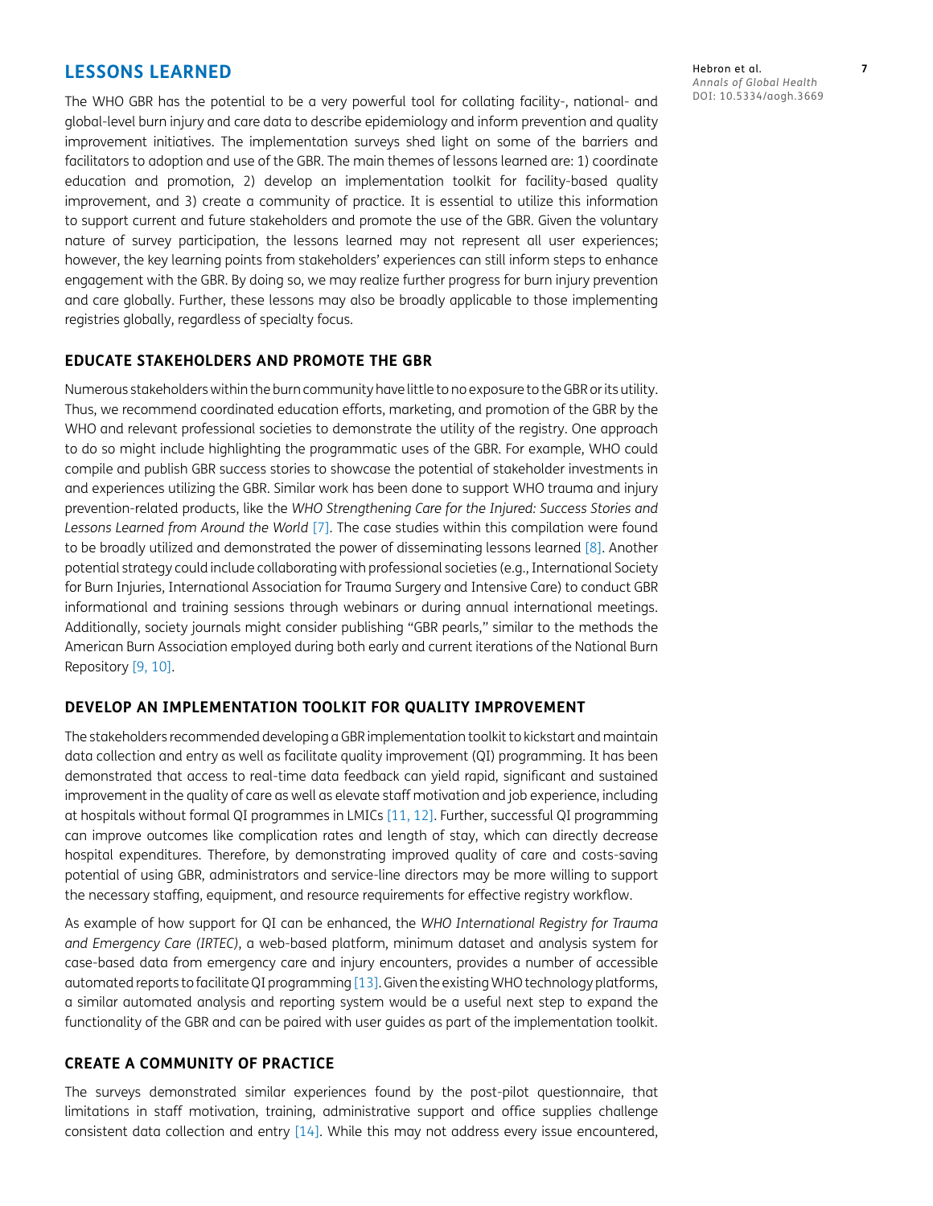## LESSONS LEARNED

The WHO GBR has the potential to be a very powerful tool for collating facility-, national- and global-level burn injury and care data to describe epidemiology and inform prevention and quality improvement initiatives. The implementation surveys shed light on some of the barriers and facilitators to adoption and use of the GBR. The main themes of lessons learned are: 1) coordinate education and promotion, 2) develop an implementation toolkit for facility-based quality improvement, and 3) create a community of practice. It is essential to utilize this information to support current and future stakeholders and promote the use of the GBR. Given the voluntary nature of survey participation, the lessons learned may not represent all user experiences; however, the key learning points from stakeholders' experiences can still inform steps to enhance engagement with the GBR. By doing so, we may realize further progress for burn injury prevention and care globally. Further, these lessons may also be broadly applicable to those implementing registries globally, regardless of specialty focus.

### EDUCATE STAKEHOLDERS AND PROMOTE THE GBR

Numerous stakeholders within the burn community have little to no exposure to the GBR or its utility. Thus, we recommend coordinated education efforts, marketing, and promotion of the GBR by the WHO and relevant professional societies to demonstrate the utility of the registry. One approach to do so might include highlighting the programmatic uses of the GBR. For example, WHO could compile and publish GBR success stories to showcase the potential of stakeholder investments in and experiences utilizing the GBR. Similar work has been done to support WHO trauma and injury prevention-related products, like the *WHO Strengthening Care for the Injured: Success Stories and Lessons Learned from Around the World* [7]. The case studies within this compilation were found to be broadly utilized and demonstrated the power of disseminating lessons learned [8]. Another potential strategy could include collaborating with professional societies (e.g., International Society for Burn Injuries, International Association for Trauma Surgery and Intensive Care) to conduct GBR informational and training sessions through webinars or during annual international meetings. Additionally, society journals might consider publishing "GBR pearls," similar to the methods the American Burn Association employed during both early and current iterations of the National Burn Repository [9, 10].

### DEVELOP AN IMPLEMENTATION TOOLKIT FOR QUALITY IMPROVEMENT

The stakeholders recommended developing a GBR implementation toolkit to kickstart and maintain data collection and entry as well as facilitate quality improvement (QI) programming. It has been demonstrated that access to real-time data feedback can yield rapid, significant and sustained improvement in the quality of care as well as elevate staff motivation and job experience, including at hospitals without formal QI programmes in LMICs [11, 12]. Further, successful QI programming can improve outcomes like complication rates and length of stay, which can directly decrease hospital expenditures. Therefore, by demonstrating improved quality of care and costs-saving potential of using GBR, administrators and service-line directors may be more willing to support the necessary staffing, equipment, and resource requirements for effective registry workflow.

As example of how support for QI can be enhanced, the *WHO International Registry for Trauma and Emergency Care (IRTEC)*, a web-based platform, minimum dataset and analysis system for case-based data from emergency care and injury encounters, provides a number of accessible automated reports to facilitate QI programming [13]. Given the existing WHO technology platforms, a similar automated analysis and reporting system would be a useful next step to expand the functionality of the GBR and can be paired with user guides as part of the implementation toolkit.

### CREATE A COMMUNITY OF PRACTICE

The surveys demonstrated similar experiences found by the post-pilot questionnaire, that limitations in staff motivation, training, administrative support and office supplies challenge consistent data collection and entry [14]. While this may not address every issue encountered,